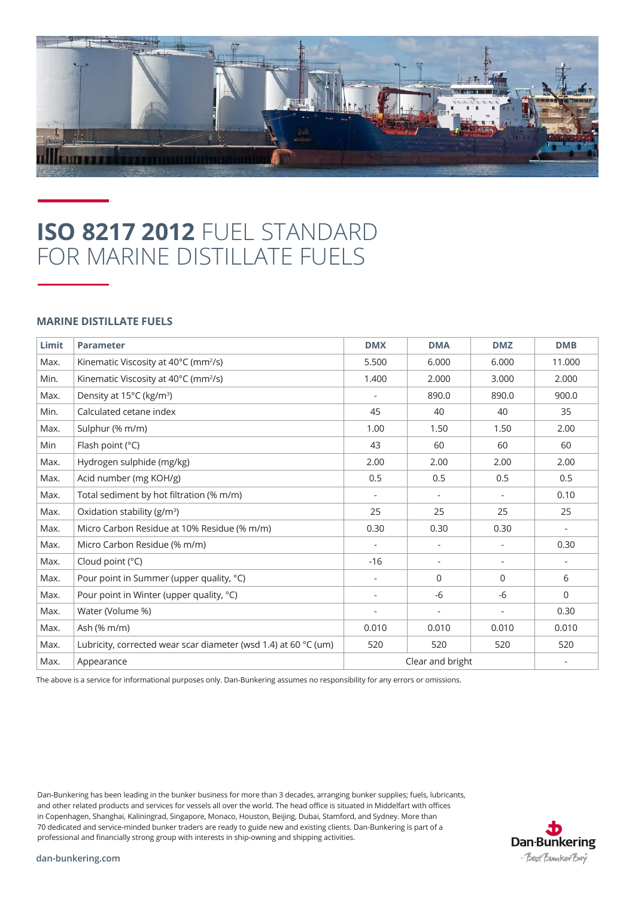# **ISO 8217 2012** FUEL STANDARD FOR MARINE DISTILLATE FUELS

### MARINE DISTILLATE FUELS

| Limit | Parameter | DMX | DMA | DMZ | DMB |
|---|---|---|---|---|---|
| Max. | Kinematic Viscosity at 40°C (mm²/s) | 5.500 | 6.000 | 6.000 | 11.000 |
| Min. | Kinematic Viscosity at 40°C (mm²/s) | 1.400 | 2.000 | 3.000 | 2.000 |
| Max. | Density at 15°C (kg/m³) | - | 890.0 | 890.0 | 900.0 |
| Min. | Calculated cetane index | 45 | 40 | 40 | 35 |
| Max. | Sulphur (% m/m) | 1.00 | 1.50 | 1.50 | 2.00 |
| Min | Flash point (°C) | 43 | 60 | 60 | 60 |
| Max. | Hydrogen sulphide (mg/kg) | 2.00 | 2.00 | 2.00 | 2.00 |
| Max. | Acid number (mg KOH/g) | 0.5 | 0.5 | 0.5 | 0.5 |
| Max. | Total sediment by hot filtration (% m/m) | - | - | - | 0.10 |
| Max. | Oxidation stability (g/m³) | 25 | 25 | 25 | 25 |
| Max. | Micro Carbon Residue at 10% Residue (% m/m) | 0.30 | 0.30 | 0.30 | - |
| Max. | Micro Carbon Residue (% m/m) | - | - | - | 0.30 |
| Max. | Cloud point (°C) | -16 | - | - | - |
| Max. | Pour point in Summer (upper quality, °C) | - | 0 | 0 | 6 |
| Max. | Pour point in Winter (upper quality, °C) | - | -6 | -6 | 0 |
| Max. | Water (Volume %) | - | - | - | 0.30 |
| Max. | Ash (% m/m) | 0.010 | 0.010 | 0.010 | 0.010 |
| Max. | Lubricity, corrected wear scar diameter (wsd 1.4) at 60 °C (um) | 520 | 520 | 520 | 520 |
| Max. | Appearance | Clear and bright | | | - |

The above is a service for informational purposes only. Dan-Bunkering assumes no responsibility for any errors or omissions.

Dan-Bunkering has been leading in the bunker business for more than 3 decades, arranging bunker supplies; fuels, lubricants, and other related products and services for vessels all over the world. The head office is situated in Middelfart with offices in Copenhagen, Shanghai, Kaliningrad, Singapore, Monaco, Houston, Beijing, Dubai, Stamford, and Sydney. More than 70 dedicated and service-minded bunker traders are ready to guide new and existing clients. Dan-Bunkering is part of a professional and financially strong group with interests in ship-owning and shipping activities.

dan-bunkering.com

Dan-Bunkering – Best Bunker Buy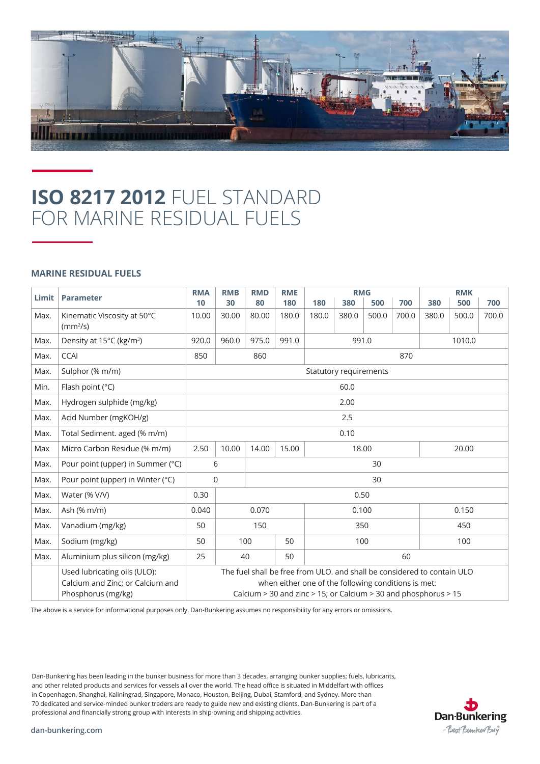# **ISO 8217 2012** FUEL STANDARD FOR MARINE RESIDUAL FUELS

## MARINE RESIDUAL FUELS

| Limit | Parameter | RMA | RMB | RMD | RME | RMG | | | | RMK | | |
|---|---|---|---|---|---|---|---|---|---|---|---|---|
| | | 10 | 30 | 80 | 180 | 180 | 380 | 500 | 700 | 380 | 500 | 700 |
| Max. | Kinematic Viscosity at 50°C ($mm^2/s$) | 10.00 | 30.00 | 80.00 | 180.0 | 180.0 | 380.0 | 500.0 | 700.0 | 380.0 | 500.0 | 700.0 |
| Max. | Density at 15°C ($kg/m^3$) | 920.0 | 960.0 | 975.0 | 991.0 | 991.0 | 991.0 | 991.0 | 991.0 | 1010.0 | 1010.0 | 1010.0 |
| Max. | CCAI | 850 | 860 | 860 | 860 | 870 | 870 | 870 | 870 | 870 | 870 | 870 |
| Max. | Sulphor (% m/m) | Statutory requirements | | | | | | | | | | |
| Min. | Flash point (°C) | 60.0 | 60.0 | 60.0 | 60.0 | 60.0 | 60.0 | 60.0 | 60.0 | 60.0 | 60.0 | 60.0 |
| Max. | Hydrogen sulphide (mg/kg) | 2.00 | 2.00 | 2.00 | 2.00 | 2.00 | 2.00 | 2.00 | 2.00 | 2.00 | 2.00 | 2.00 |
| Max. | Acid Number (mgKOH/g) | 2.5 | 2.5 | 2.5 | 2.5 | 2.5 | 2.5 | 2.5 | 2.5 | 2.5 | 2.5 | 2.5 |
| Max. | Total Sediment. aged (% m/m) | 0.10 | 0.10 | 0.10 | 0.10 | 0.10 | 0.10 | 0.10 | 0.10 | 0.10 | 0.10 | 0.10 |
| Max | Micro Carbon Residue (% m/m) | 2.50 | 10.00 | 14.00 | 15.00 | 18.00 | 18.00 | 18.00 | 18.00 | 20.00 | 20.00 | 20.00 |
| Max. | Pour point (upper) in Summer (°C) | 6 | 6 | 30 | 30 | 30 | 30 | 30 | 30 | 30 | 30 | 30 |
| Max. | Pour point (upper) in Winter (°C) | 0 | 0 | 30 | 30 | 30 | 30 | 30 | 30 | 30 | 30 | 30 |
| Max. | Water (% V/V) | 0.30 | 0.50 | 0.50 | 0.50 | 0.50 | 0.50 | 0.50 | 0.50 | 0.50 | 0.50 | 0.50 |
| Max. | Ash (% m/m) | 0.040 | 0.070 | 0.070 | 0.070 | 0.100 | 0.100 | 0.100 | 0.100 | 0.150 | 0.150 | 0.150 |
| Max. | Vanadium (mg/kg) | 50 | 150 | 150 | 150 | 350 | 350 | 350 | 350 | 450 | 450 | 450 |
| Max. | Sodium (mg/kg) | 50 | 100 | 100 | 50 | 100 | 100 | 100 | 100 | 100 | 100 | 100 |
| Max. | Aluminium plus silicon (mg/kg) | 25 | 40 | 40 | 50 | 60 | 60 | 60 | 60 | 60 | 60 | 60 |
| | Used lubricating oils (ULO): Calcium and Zinc; or Calcium and Phosphorus (mg/kg) | The fuel shall be free from ULO. and shall be considered to contain ULO when either one of the following conditions is met: Calcium > 30 and zinc > 15; or Calcium > 30 and phosphorus > 15 | | | | | | | | | | |

The above is a service for informational purposes only. Dan-Bunkering assumes no responsibility for any errors or omissions.

Dan-Bunkering has been leading in the bunker business for more than 3 decades, arranging bunker supplies; fuels, lubricants, and other related products and services for vessels all over the world. The head office is situated in Middelfart with offices in Copenhagen, Shanghai, Kaliningrad, Singapore, Monaco, Houston, Beijing, Dubai, Stamford, and Sydney. More than 70 dedicated and service-minded bunker traders are ready to guide new and existing clients. Dan-Bunkering is part of a professional and financially strong group with interests in ship-owning and shipping activities.

dan-bunkering.com

Dan-Bunkering
- Best Bunker Buy